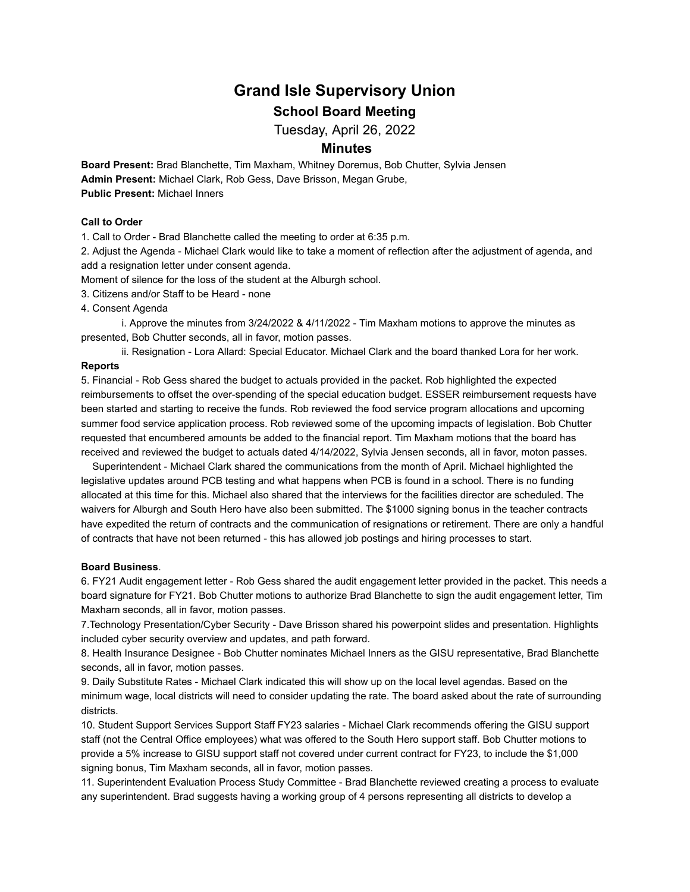# Grand Isle Supervisory Union

## School Board Meeting

Tuesday, April 26, 2022

## Minutes

**Board Present:** Brad Blanchette, Tim Maxham, Whitney Doremus, Bob Chutter, Sylvia Jensen
**Admin Present:** Michael Clark, Rob Gess, Dave Brisson, Megan Grube,
**Public Present:** Michael Inners

**Call to Order**

1. Call to Order - Brad Blanchette called the meeting to order at 6:35 p.m.
2. Adjust the Agenda - Michael Clark would like to take a moment of reflection after the adjustment of agenda, and add a resignation letter under consent agenda.
Moment of silence for the loss of the student at the Alburgh school.
3. Citizens and/or Staff to be Heard - none
4. Consent Agenda
   i. Approve the minutes from 3/24/2022 & 4/11/2022 - Tim Maxham motions to approve the minutes as presented, Bob Chutter seconds, all in favor, motion passes.
   ii. Resignation - Lora Allard: Special Educator. Michael Clark and the board thanked Lora for her work.

**Reports**

5. Financial - Rob Gess shared the budget to actuals provided in the packet. Rob highlighted the expected reimbursements to offset the over-spending of the special education budget. ESSER reimbursement requests have been started and starting to receive the funds. Rob reviewed the food service program allocations and upcoming summer food service application process. Rob reviewed some of the upcoming impacts of legislation. Bob Chutter requested that encumbered amounts be added to the financial report. Tim Maxham motions that the board has received and reviewed the budget to actuals dated 4/14/2022, Sylvia Jensen seconds, all in favor, moton passes.
   Superintendent - Michael Clark shared the communications from the month of April. Michael highlighted the legislative updates around PCB testing and what happens when PCB is found in a school. There is no funding allocated at this time for this. Michael also shared that the interviews for the facilities director are scheduled. The waivers for Alburgh and South Hero have also been submitted. The $1000 signing bonus in the teacher contracts have expedited the return of contracts and the communication of resignations or retirement. There are only a handful of contracts that have not been returned - this has allowed job postings and hiring processes to start.

**Board Business**.

6. FY21 Audit engagement letter - Rob Gess shared the audit engagement letter provided in the packet. This needs a board signature for FY21. Bob Chutter motions to authorize Brad Blanchette to sign the audit engagement letter, Tim Maxham seconds, all in favor, motion passes.
7. Technology Presentation/Cyber Security - Dave Brisson shared his powerpoint slides and presentation. Highlights included cyber security overview and updates, and path forward.
8. Health Insurance Designee - Bob Chutter nominates Michael Inners as the GISU representative, Brad Blanchette seconds, all in favor, motion passes.
9. Daily Substitute Rates - Michael Clark indicated this will show up on the local level agendas. Based on the minimum wage, local districts will need to consider updating the rate. The board asked about the rate of surrounding districts.
10. Student Support Services Support Staff FY23 salaries - Michael Clark recommends offering the GISU support staff (not the Central Office employees) what was offered to the South Hero support staff. Bob Chutter motions to provide a 5% increase to GISU support staff not covered under current contract for FY23, to include the $1,000 signing bonus, Tim Maxham seconds, all in favor, motion passes.
11. Superintendent Evaluation Process Study Committee - Brad Blanchette reviewed creating a process to evaluate any superintendent. Brad suggests having a working group of 4 persons representing all districts to develop a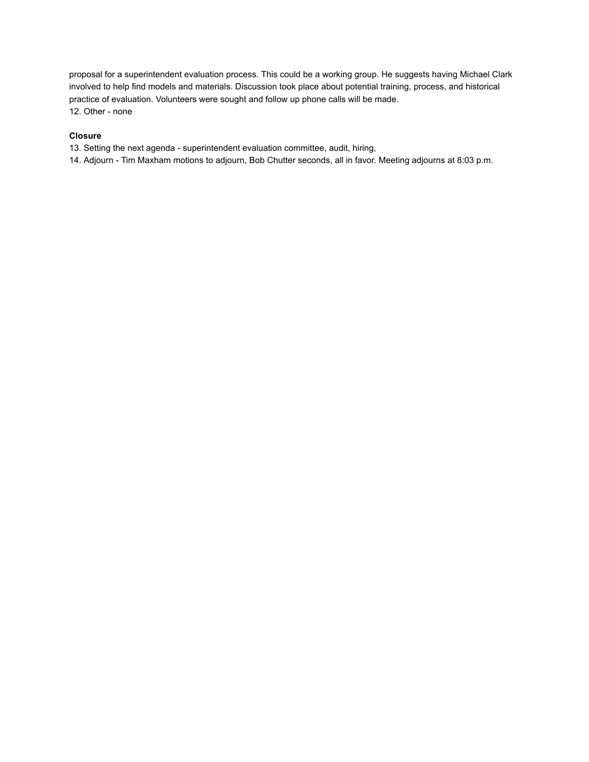proposal for a superintendent evaluation process. This could be a working group. He suggests having Michael Clark involved to help find models and materials. Discussion took place about potential training, process, and historical practice of evaluation. Volunteers were sought and follow up phone calls will be made.
12. Other - none

**Closure**
13. Setting the next agenda - superintendent evaluation committee, audit, hiring,
14. Adjourn - Tim Maxham motions to adjourn, Bob Chutter seconds, all in favor. Meeting adjourns at 8:03 p.m.